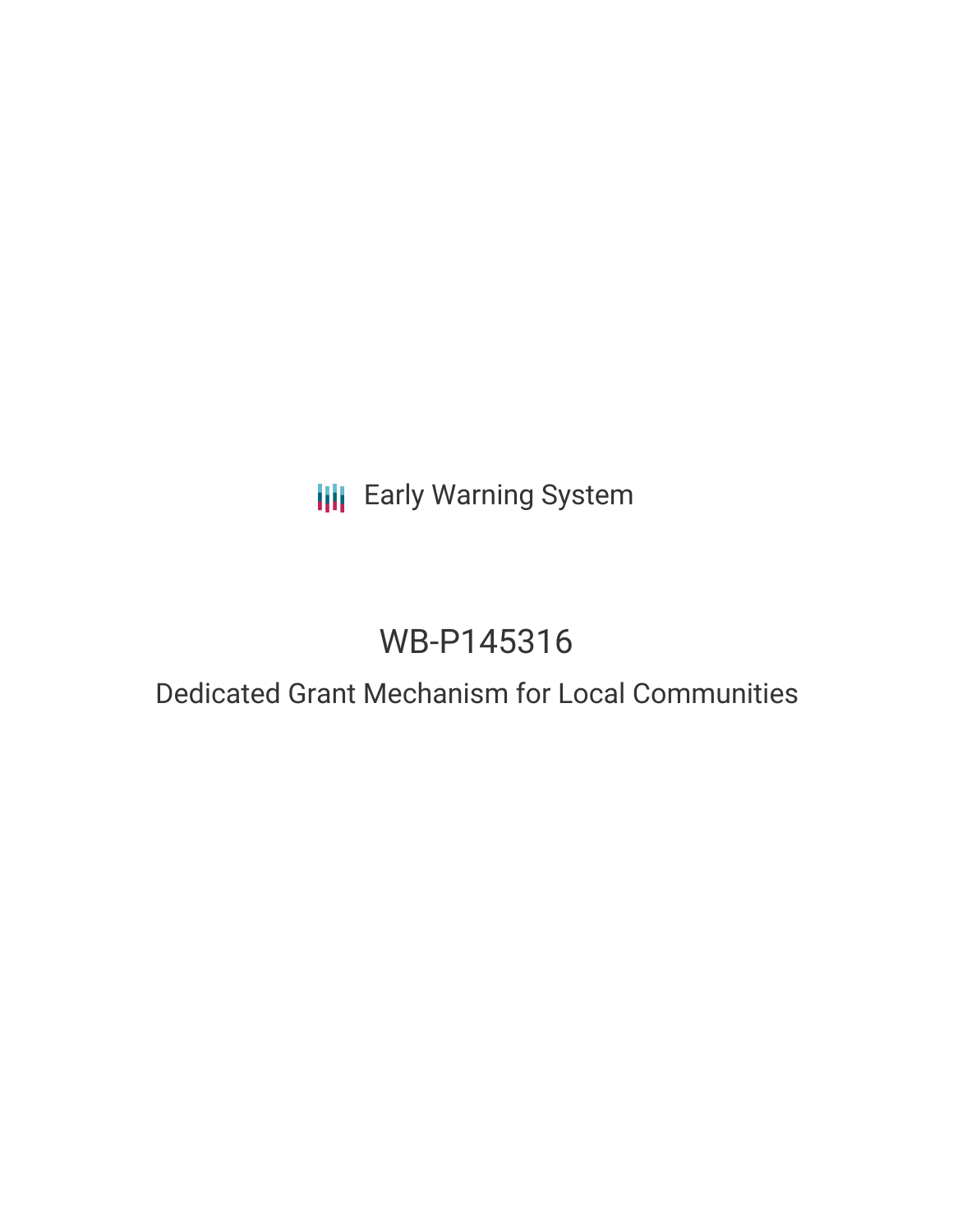Early Warning System

# WB-P145316

## Dedicated Grant Mechanism for Local Communities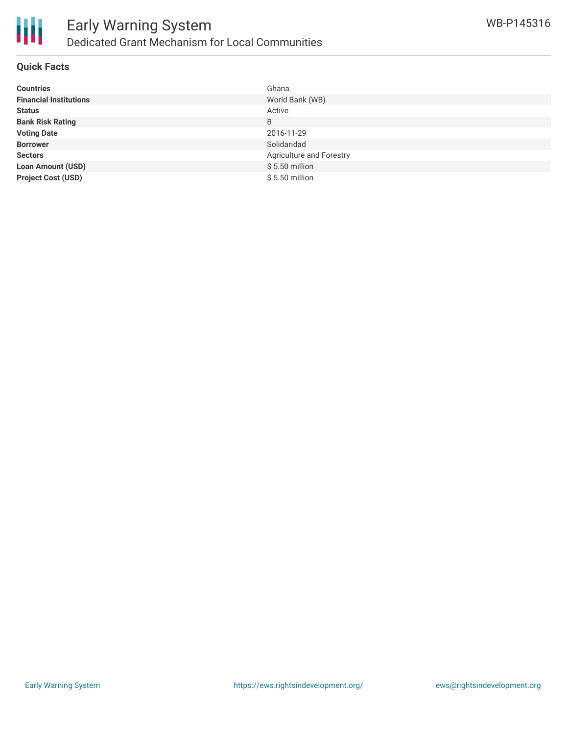## Quick Facts

| | |
|---|---|
| **Countries** | Ghana |
| **Financial Institutions** | World Bank (WB) |
| **Status** | Active |
| **Bank Risk Rating** | B |
| **Voting Date** | 2016-11-29 |
| **Borrower** | Solidaridad |
| **Sectors** | Agriculture and Forestry |
| **Loan Amount (USD)** | $ 5.50 million |
| **Project Cost (USD)** | $ 5.50 million |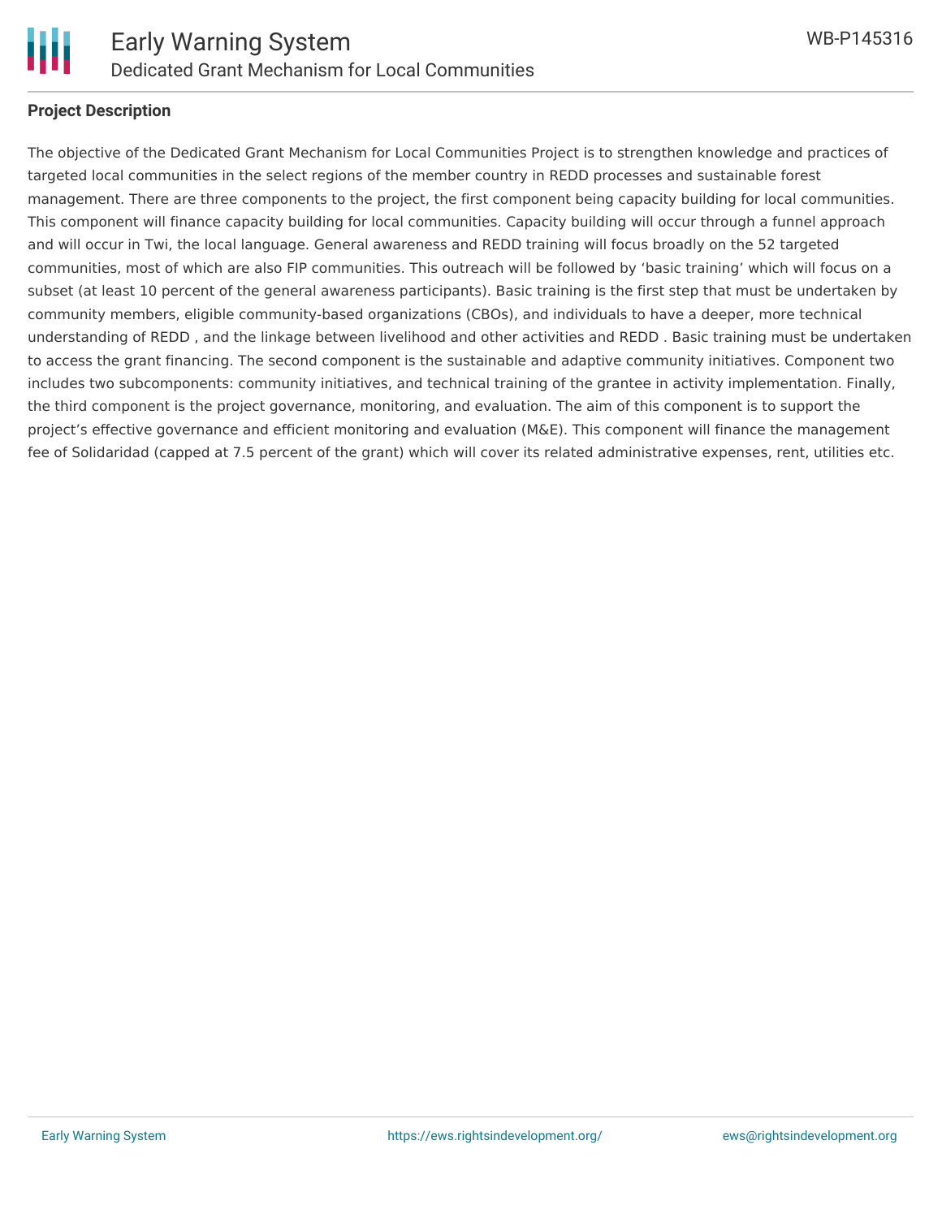## Project Description

The objective of the Dedicated Grant Mechanism for Local Communities Project is to strengthen knowledge and practices of targeted local communities in the select regions of the member country in REDD processes and sustainable forest management. There are three components to the project, the first component being capacity building for local communities. This component will finance capacity building for local communities. Capacity building will occur through a funnel approach and will occur in Twi, the local language. General awareness and REDD training will focus broadly on the 52 targeted communities, most of which are also FIP communities. This outreach will be followed by 'basic training' which will focus on a subset (at least 10 percent of the general awareness participants). Basic training is the first step that must be undertaken by community members, eligible community-based organizations (CBOs), and individuals to have a deeper, more technical understanding of REDD , and the linkage between livelihood and other activities and REDD . Basic training must be undertaken to access the grant financing. The second component is the sustainable and adaptive community initiatives. Component two includes two subcomponents: community initiatives, and technical training of the grantee in activity implementation. Finally, the third component is the project governance, monitoring, and evaluation. The aim of this component is to support the project's effective governance and efficient monitoring and evaluation (M&E). This component will finance the management fee of Solidaridad (capped at 7.5 percent of the grant) which will cover its related administrative expenses, rent, utilities etc.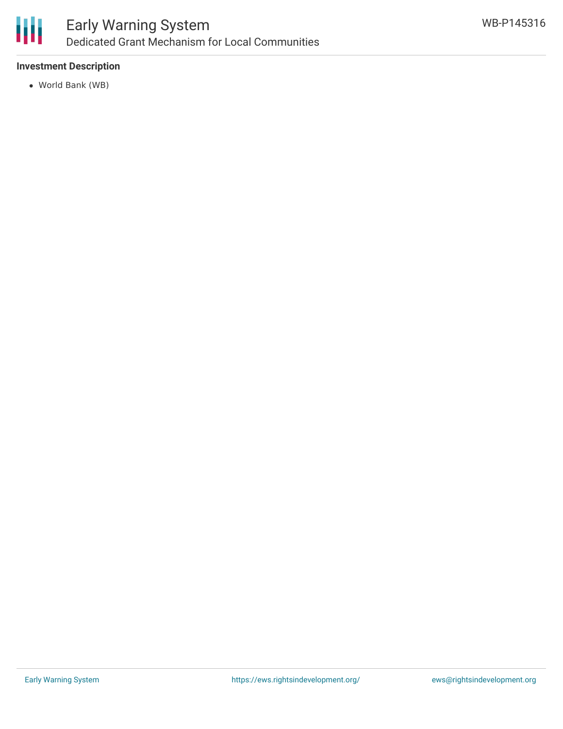**Investment Description**

- World Bank (WB)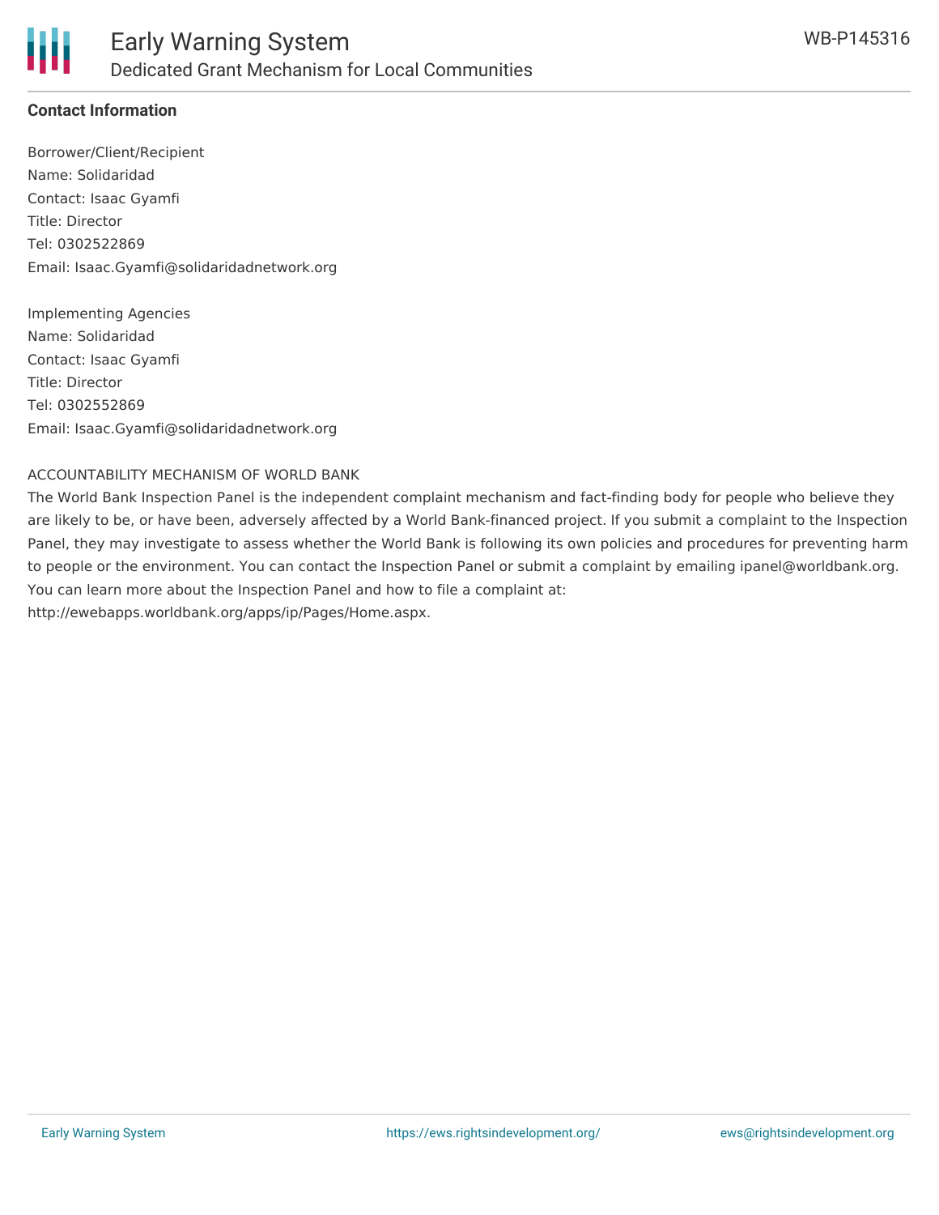## Contact Information

Borrower/Client/Recipient
Name: Solidaridad
Contact: Isaac Gyamfi
Title: Director
Tel: 0302522869
Email: Isaac.Gyamfi@solidaridadnetwork.org

Implementing Agencies
Name: Solidaridad
Contact: Isaac Gyamfi
Title: Director
Tel: 0302552869
Email: Isaac.Gyamfi@solidaridadnetwork.org

ACCOUNTABILITY MECHANISM OF WORLD BANK

The World Bank Inspection Panel is the independent complaint mechanism and fact-finding body for people who believe they are likely to be, or have been, adversely affected by a World Bank-financed project. If you submit a complaint to the Inspection Panel, they may investigate to assess whether the World Bank is following its own policies and procedures for preventing harm to people or the environment. You can contact the Inspection Panel or submit a complaint by emailing ipanel@worldbank.org. You can learn more about the Inspection Panel and how to file a complaint at: http://ewebapps.worldbank.org/apps/ip/Pages/Home.aspx.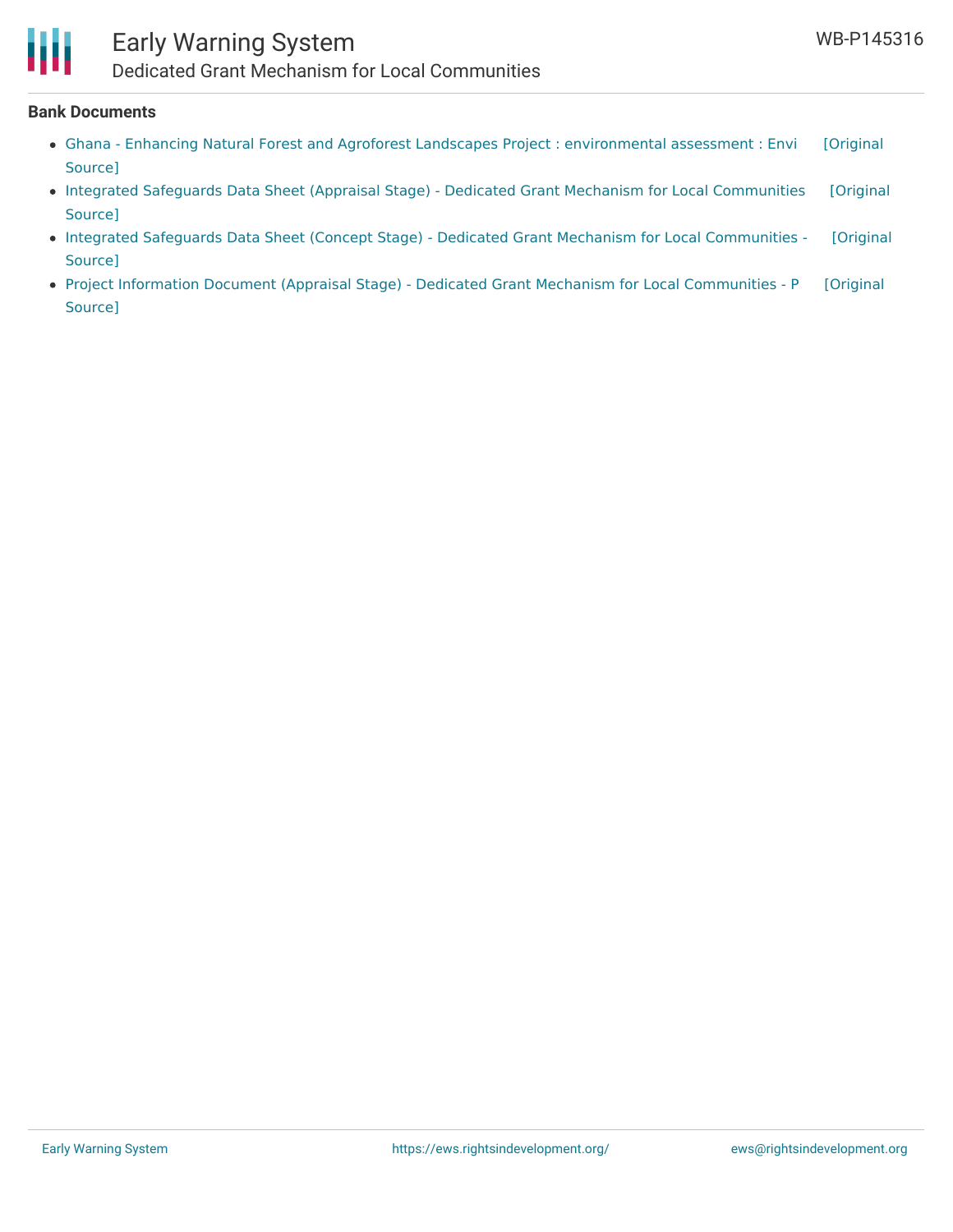**Bank Documents**

- Ghana - Enhancing Natural Forest and Agroforest Landscapes Project : environmental assessment : Envi [Original Source]
- Integrated Safeguards Data Sheet (Appraisal Stage) - Dedicated Grant Mechanism for Local Communities [Original Source]
- Integrated Safeguards Data Sheet (Concept Stage) - Dedicated Grant Mechanism for Local Communities - [Original Source]
- Project Information Document (Appraisal Stage) - Dedicated Grant Mechanism for Local Communities - P [Original Source]